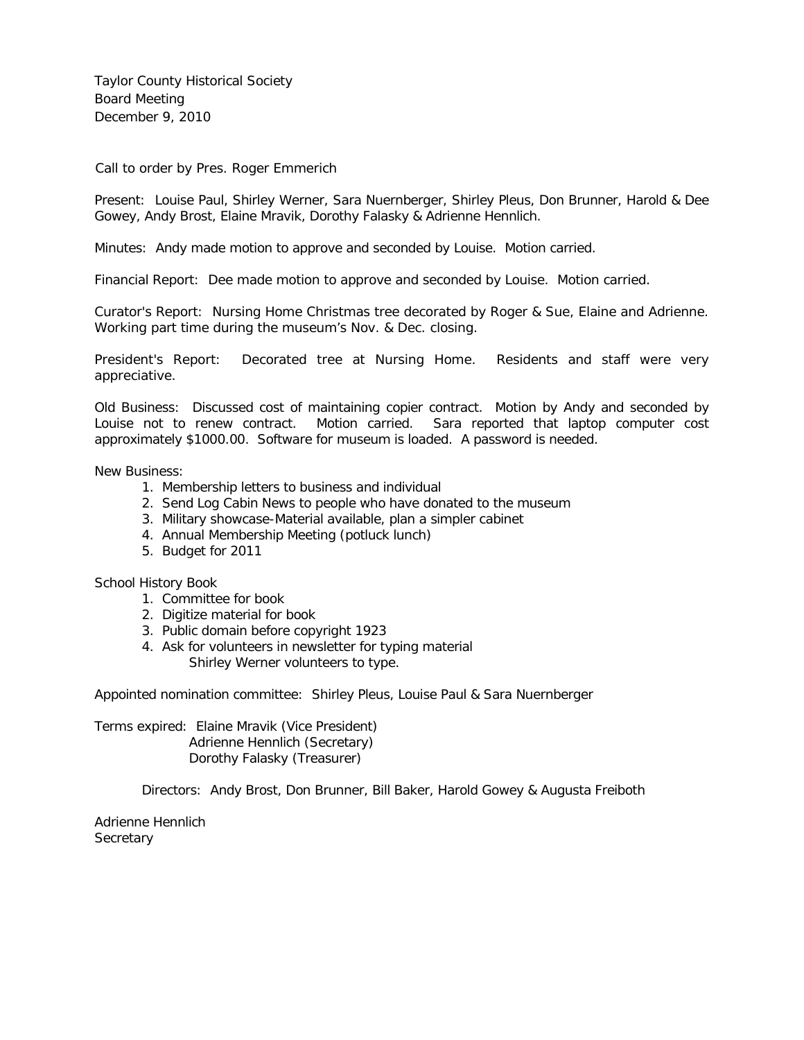Taylor County Historical Society
Board Meeting
December 9, 2010

Call to order by Pres. Roger Emmerich

Present: Louise Paul, Shirley Werner, Sara Nuernberger, Shirley Pleus, Don Brunner, Harold & Dee Gowey, Andy Brost, Elaine Mravik, Dorothy Falasky & Adrienne Hennlich.

Minutes: Andy made motion to approve and seconded by Louise. Motion carried.

Financial Report: Dee made motion to approve and seconded by Louise. Motion carried.

Curator's Report: Nursing Home Christmas tree decorated by Roger & Sue, Elaine and Adrienne. Working part time during the museum's Nov. & Dec. closing.

President's Report: Decorated tree at Nursing Home. Residents and staff were very appreciative.

Old Business: Discussed cost of maintaining copier contract. Motion by Andy and seconded by Louise not to renew contract. Motion carried. Sara reported that laptop computer cost approximately $1000.00. Software for museum is loaded. A password is needed.

New Business:

1. Membership letters to business and individual
2. Send Log Cabin News to people who have donated to the museum
3. Military showcase-Material available, plan a simpler cabinet
4. Annual Membership Meeting (potluck lunch)
5. Budget for 2011

School History Book

1. Committee for book
2. Digitize material for book
3. Public domain before copyright 1923
4. Ask for volunteers in newsletter for typing material
   Shirley Werner volunteers to type.

Appointed nomination committee: Shirley Pleus, Louise Paul & Sara Nuernberger

Terms expired: Elaine Mravik (Vice President)
Adrienne Hennlich (Secretary)
Dorothy Falasky (Treasurer)

Directors: Andy Brost, Don Brunner, Bill Baker, Harold Gowey & Augusta Freiboth

Adrienne Hennlich
Secretary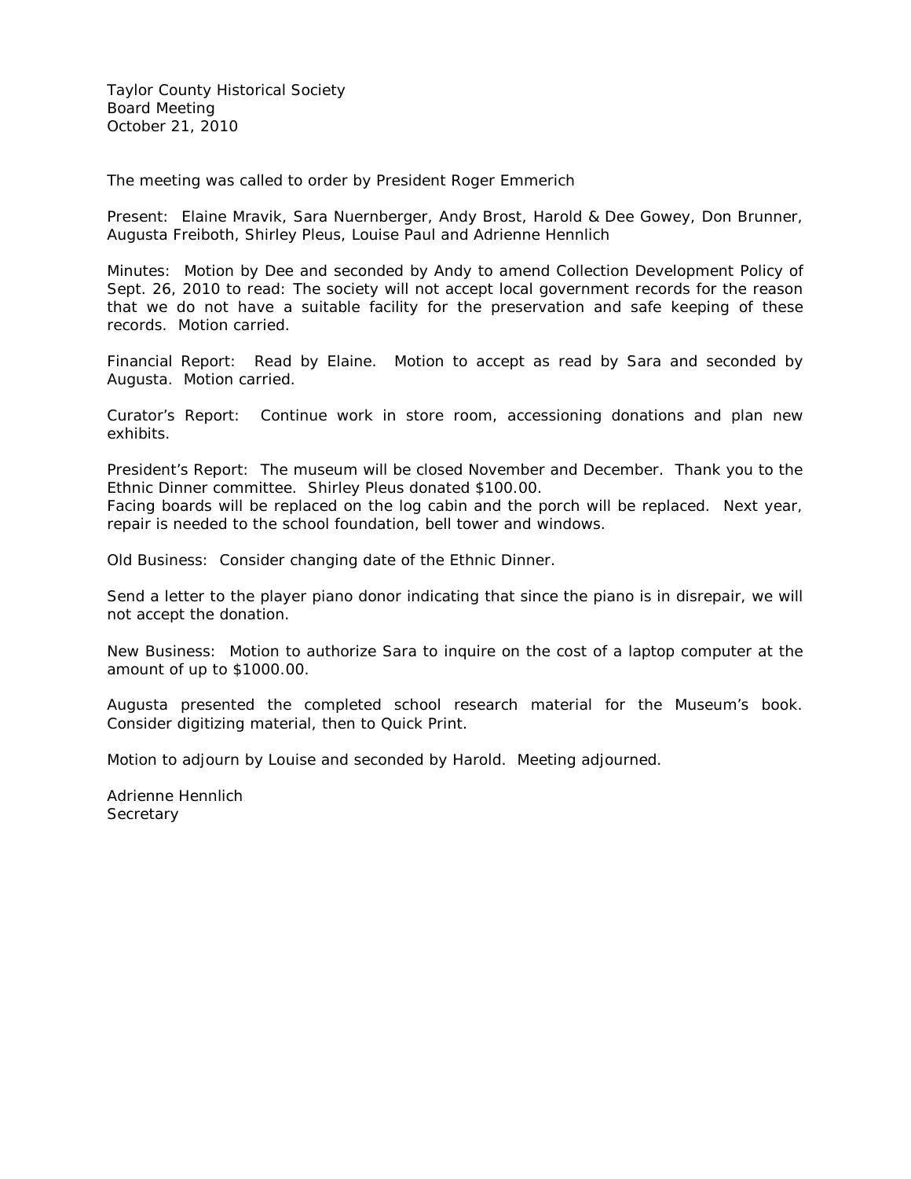Taylor County Historical Society  
Board Meeting  
October 21, 2010

The meeting was called to order by President Roger Emmerich

Present: Elaine Mravik, Sara Nuernberger, Andy Brost, Harold & Dee Gowey, Don Brunner, Augusta Freiboth, Shirley Pleus, Louise Paul and Adrienne Hennlich

Minutes: Motion by Dee and seconded by Andy to amend Collection Development Policy of Sept. 26, 2010 to read: The society will not accept local government records for the reason that we do not have a suitable facility for the preservation and safe keeping of these records. Motion carried.

Financial Report: Read by Elaine. Motion to accept as read by Sara and seconded by Augusta. Motion carried.

Curator's Report: Continue work in store room, accessioning donations and plan new exhibits.

President's Report: The museum will be closed November and December. Thank you to the Ethnic Dinner committee. Shirley Pleus donated $100.00.  
Facing boards will be replaced on the log cabin and the porch will be replaced. Next year, repair is needed to the school foundation, bell tower and windows.

Old Business: Consider changing date of the Ethnic Dinner.

Send a letter to the player piano donor indicating that since the piano is in disrepair, we will not accept the donation.

New Business: Motion to authorize Sara to inquire on the cost of a laptop computer at the amount of up to $1000.00.

Augusta presented the completed school research material for the Museum's book. Consider digitizing material, then to Quick Print.

Motion to adjourn by Louise and seconded by Harold. Meeting adjourned.

Adrienne Hennlich  
Secretary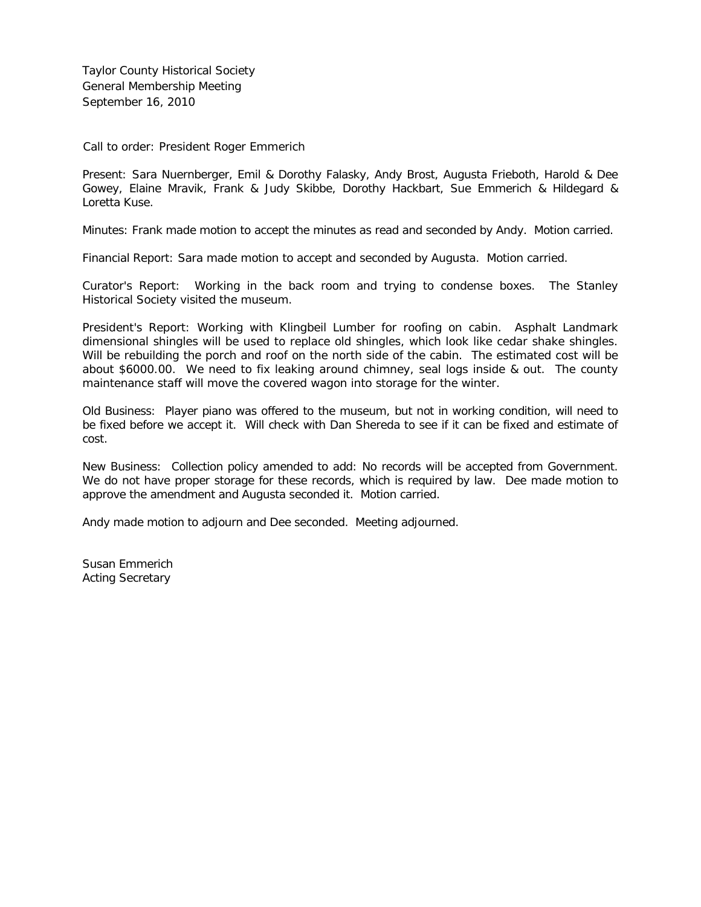Taylor County Historical Society
General Membership Meeting
September 16, 2010

Call to order: President Roger Emmerich

Present: Sara Nuernberger, Emil & Dorothy Falasky, Andy Brost, Augusta Frieboth, Harold & Dee Gowey, Elaine Mravik, Frank & Judy Skibbe, Dorothy Hackbart, Sue Emmerich & Hildegard & Loretta Kuse.

Minutes: Frank made motion to accept the minutes as read and seconded by Andy. Motion carried.

Financial Report: Sara made motion to accept and seconded by Augusta. Motion carried.

Curator's Report: Working in the back room and trying to condense boxes. The Stanley Historical Society visited the museum.

President's Report: Working with Klingbeil Lumber for roofing on cabin. Asphalt Landmark dimensional shingles will be used to replace old shingles, which look like cedar shake shingles. Will be rebuilding the porch and roof on the north side of the cabin. The estimated cost will be about $6000.00. We need to fix leaking around chimney, seal logs inside & out. The county maintenance staff will move the covered wagon into storage for the winter.

Old Business: Player piano was offered to the museum, but not in working condition, will need to be fixed before we accept it. Will check with Dan Shereda to see if it can be fixed and estimate of cost.

New Business: Collection policy amended to add: No records will be accepted from Government. We do not have proper storage for these records, which is required by law. Dee made motion to approve the amendment and Augusta seconded it. Motion carried.

Andy made motion to adjourn and Dee seconded. Meeting adjourned.

Susan Emmerich
Acting Secretary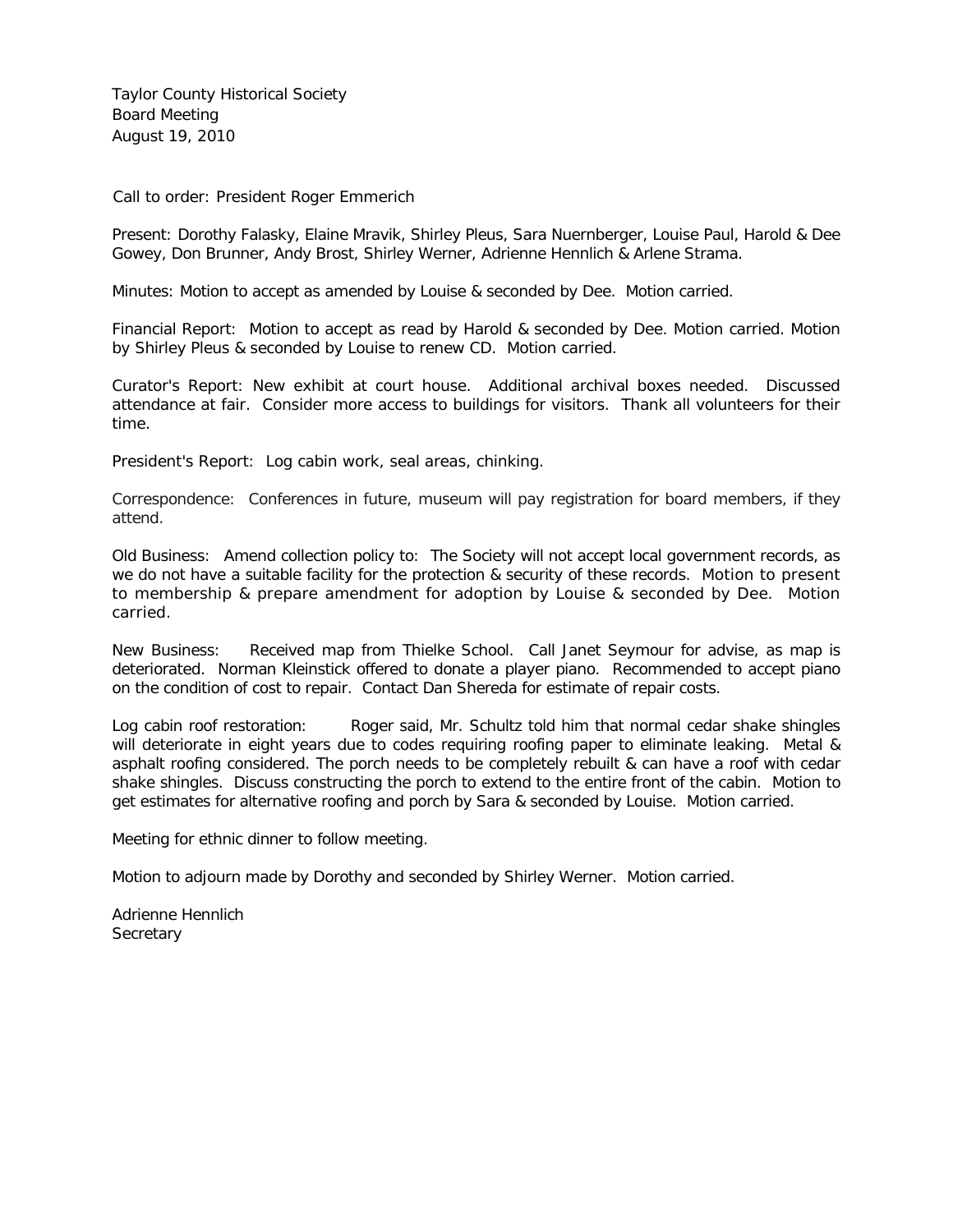Taylor County Historical Society
Board Meeting
August 19, 2010

Call to order: President Roger Emmerich

Present: Dorothy Falasky, Elaine Mravik, Shirley Pleus, Sara Nuernberger, Louise Paul, Harold & Dee Gowey, Don Brunner, Andy Brost, Shirley Werner, Adrienne Hennlich & Arlene Strama.

Minutes: Motion to accept as amended by Louise & seconded by Dee. Motion carried.

Financial Report: Motion to accept as read by Harold & seconded by Dee. Motion carried. Motion by Shirley Pleus & seconded by Louise to renew CD. Motion carried.

Curator's Report: New exhibit at court house. Additional archival boxes needed. Discussed attendance at fair. Consider more access to buildings for visitors. Thank all volunteers for their time.

President's Report: Log cabin work, seal areas, chinking.

Correspondence: Conferences in future, museum will pay registration for board members, if they attend.

Old Business: Amend collection policy to: The Society will not accept local government records, as we do not have a suitable facility for the protection & security of these records. Motion to present to membership & prepare amendment for adoption by Louise & seconded by Dee. Motion carried.

New Business: Received map from Thielke School. Call Janet Seymour for advise, as map is deteriorated. Norman Kleinstick offered to donate a player piano. Recommended to accept piano on the condition of cost to repair. Contact Dan Shereda for estimate of repair costs.

Log cabin roof restoration: Roger said, Mr. Schultz told him that normal cedar shake shingles will deteriorate in eight years due to codes requiring roofing paper to eliminate leaking. Metal & asphalt roofing considered. The porch needs to be completely rebuilt & can have a roof with cedar shake shingles. Discuss constructing the porch to extend to the entire front of the cabin. Motion to get estimates for alternative roofing and porch by Sara & seconded by Louise. Motion carried.

Meeting for ethnic dinner to follow meeting.

Motion to adjourn made by Dorothy and seconded by Shirley Werner. Motion carried.

Adrienne Hennlich
Secretary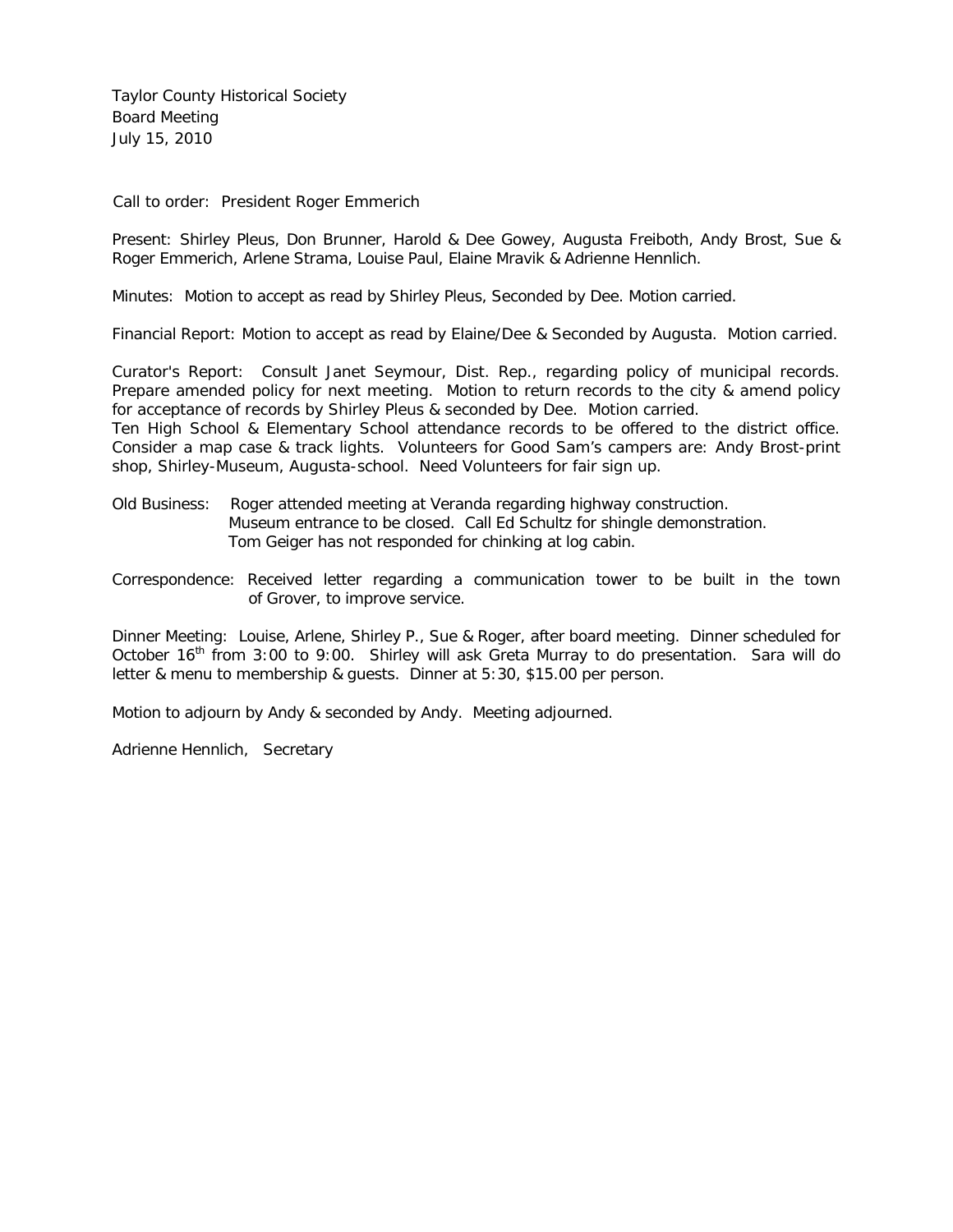Taylor County Historical Society
Board Meeting
July 15, 2010

Call to order: President Roger Emmerich

Present: Shirley Pleus, Don Brunner, Harold & Dee Gowey, Augusta Freiboth, Andy Brost, Sue & Roger Emmerich, Arlene Strama, Louise Paul, Elaine Mravik & Adrienne Hennlich.

Minutes: Motion to accept as read by Shirley Pleus, Seconded by Dee. Motion carried.

Financial Report: Motion to accept as read by Elaine/Dee & Seconded by Augusta. Motion carried.

Curator's Report: Consult Janet Seymour, Dist. Rep., regarding policy of municipal records. Prepare amended policy for next meeting. Motion to return records to the city & amend policy for acceptance of records by Shirley Pleus & seconded by Dee. Motion carried.
Ten High School & Elementary School attendance records to be offered to the district office. Consider a map case & track lights. Volunteers for Good Sam's campers are: Andy Brost-print shop, Shirley-Museum, Augusta-school. Need Volunteers for fair sign up.

Old Business: Roger attended meeting at Veranda regarding highway construction. Museum entrance to be closed. Call Ed Schultz for shingle demonstration. Tom Geiger has not responded for chinking at log cabin.

Correspondence: Received letter regarding a communication tower to be built in the town of Grover, to improve service.

Dinner Meeting: Louise, Arlene, Shirley P., Sue & Roger, after board meeting. Dinner scheduled for October 16th from 3:00 to 9:00. Shirley will ask Greta Murray to do presentation. Sara will do letter & menu to membership & guests. Dinner at 5:30, $15.00 per person.

Motion to adjourn by Andy & seconded by Andy. Meeting adjourned.

Adrienne Hennlich, Secretary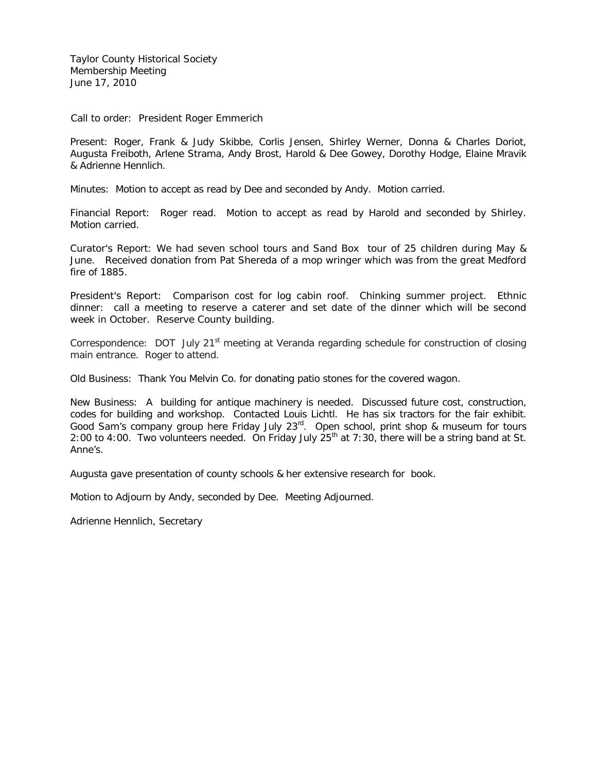Taylor County Historical Society
Membership Meeting
June 17, 2010

Call to order: President Roger Emmerich

Present: Roger, Frank & Judy Skibbe, Corlis Jensen, Shirley Werner, Donna & Charles Doriot, Augusta Freiboth, Arlene Strama, Andy Brost, Harold & Dee Gowey, Dorothy Hodge, Elaine Mravik & Adrienne Hennlich.

Minutes: Motion to accept as read by Dee and seconded by Andy. Motion carried.

Financial Report: Roger read. Motion to accept as read by Harold and seconded by Shirley. Motion carried.

Curator's Report: We had seven school tours and Sand Box tour of 25 children during May & June. Received donation from Pat Shereda of a mop wringer which was from the great Medford fire of 1885.

President's Report: Comparison cost for log cabin roof. Chinking summer project. Ethnic dinner: call a meeting to reserve a caterer and set date of the dinner which will be second week in October. Reserve County building.

Correspondence: DOT July 21st meeting at Veranda regarding schedule for construction of closing main entrance. Roger to attend.

Old Business: Thank You Melvin Co. for donating patio stones for the covered wagon.

New Business: A building for antique machinery is needed. Discussed future cost, construction, codes for building and workshop. Contacted Louis Lichtl. He has six tractors for the fair exhibit. Good Sam's company group here Friday July 23rd. Open school, print shop & museum for tours 2:00 to 4:00. Two volunteers needed. On Friday July 25th at 7:30, there will be a string band at St. Anne's.

Augusta gave presentation of county schools & her extensive research for book.

Motion to Adjourn by Andy, seconded by Dee. Meeting Adjourned.

Adrienne Hennlich, Secretary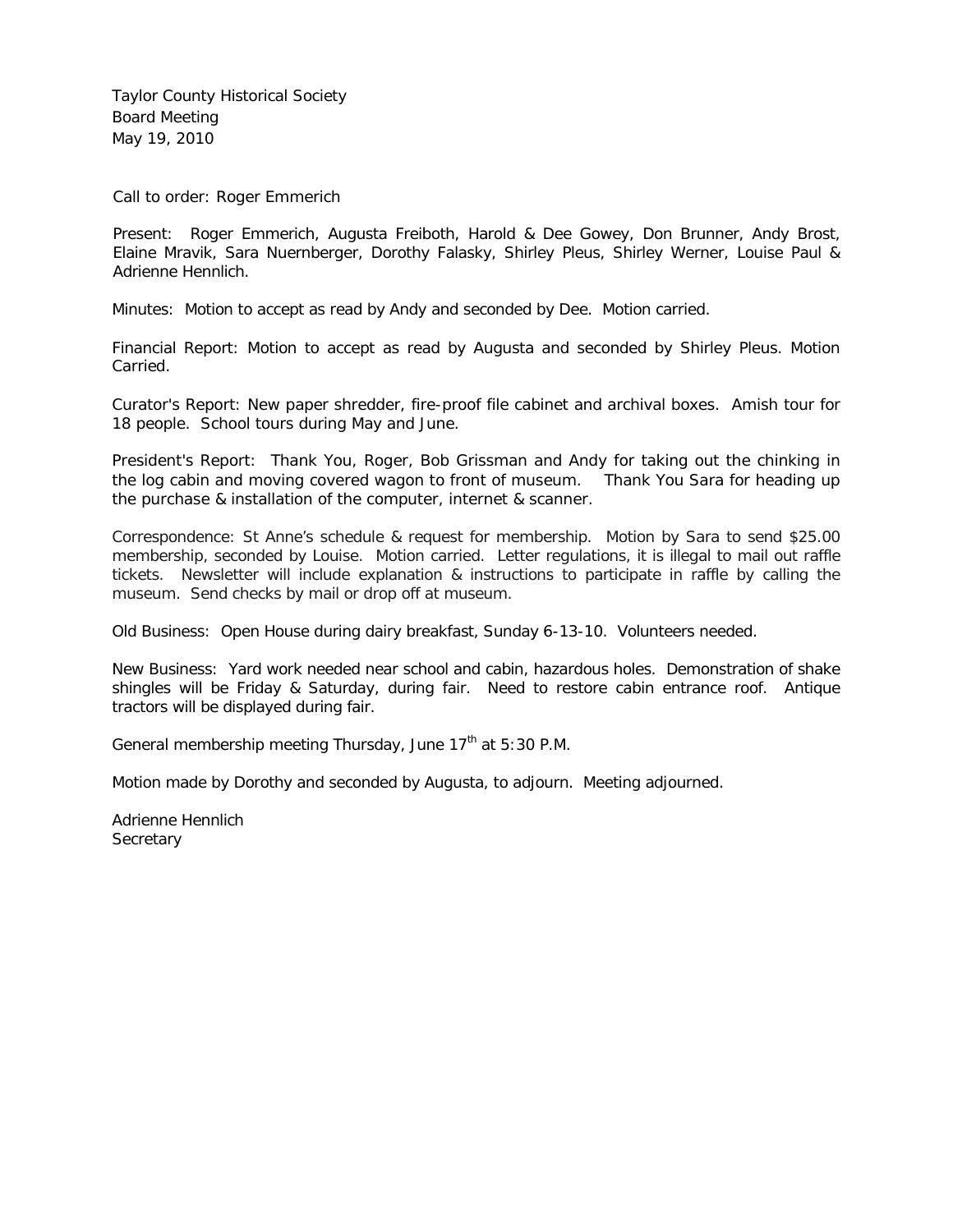Taylor County Historical Society
Board Meeting
May 19, 2010

Call to order: Roger Emmerich

Present: Roger Emmerich, Augusta Freiboth, Harold & Dee Gowey, Don Brunner, Andy Brost, Elaine Mravik, Sara Nuernberger, Dorothy Falasky, Shirley Pleus, Shirley Werner, Louise Paul & Adrienne Hennlich.

Minutes: Motion to accept as read by Andy and seconded by Dee. Motion carried.

Financial Report: Motion to accept as read by Augusta and seconded by Shirley Pleus. Motion Carried.

Curator's Report: New paper shredder, fire-proof file cabinet and archival boxes. Amish tour for 18 people. School tours during May and June.

President's Report: Thank You, Roger, Bob Grissman and Andy for taking out the chinking in the log cabin and moving covered wagon to front of museum. Thank You Sara for heading up the purchase & installation of the computer, internet & scanner.

Correspondence: St Anne's schedule & request for membership. Motion by Sara to send $25.00 membership, seconded by Louise. Motion carried. Letter regulations, it is illegal to mail out raffle tickets. Newsletter will include explanation & instructions to participate in raffle by calling the museum. Send checks by mail or drop off at museum.

Old Business: Open House during dairy breakfast, Sunday 6-13-10. Volunteers needed.

New Business: Yard work needed near school and cabin, hazardous holes. Demonstration of shake shingles will be Friday & Saturday, during fair. Need to restore cabin entrance roof. Antique tractors will be displayed during fair.

General membership meeting Thursday, June 17th at 5:30 P.M.

Motion made by Dorothy and seconded by Augusta, to adjourn. Meeting adjourned.

Adrienne Hennlich
Secretary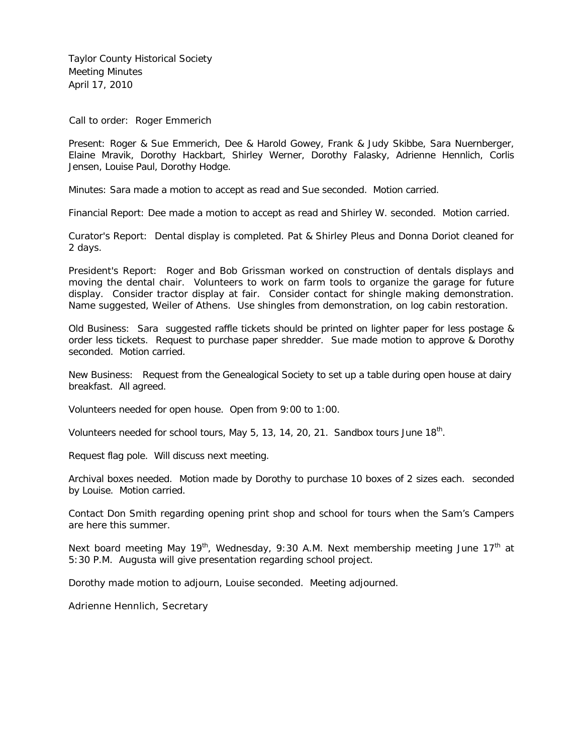Taylor County Historical Society
Meeting Minutes
April 17, 2010

Call to order: Roger Emmerich

Present: Roger & Sue Emmerich, Dee & Harold Gowey, Frank & Judy Skibbe, Sara Nuernberger, Elaine Mravik, Dorothy Hackbart, Shirley Werner, Dorothy Falasky, Adrienne Hennlich, Corlis Jensen, Louise Paul, Dorothy Hodge.

Minutes: Sara made a motion to accept as read and Sue seconded. Motion carried.

Financial Report: Dee made a motion to accept as read and Shirley W. seconded. Motion carried.

Curator's Report: Dental display is completed. Pat & Shirley Pleus and Donna Doriot cleaned for 2 days.

President's Report: Roger and Bob Grissman worked on construction of dentals displays and moving the dental chair. Volunteers to work on farm tools to organize the garage for future display. Consider tractor display at fair. Consider contact for shingle making demonstration. Name suggested, Weiler of Athens. Use shingles from demonstration, on log cabin restoration.

Old Business: Sara suggested raffle tickets should be printed on lighter paper for less postage & order less tickets. Request to purchase paper shredder. Sue made motion to approve & Dorothy seconded. Motion carried.

New Business: Request from the Genealogical Society to set up a table during open house at dairy breakfast. All agreed.

Volunteers needed for open house. Open from 9:00 to 1:00.

Volunteers needed for school tours, May 5, 13, 14, 20, 21. Sandbox tours June 18th.

Request flag pole. Will discuss next meeting.

Archival boxes needed. Motion made by Dorothy to purchase 10 boxes of 2 sizes each. seconded by Louise. Motion carried.

Contact Don Smith regarding opening print shop and school for tours when the Sam's Campers are here this summer.

Next board meeting May 19th, Wednesday, 9:30 A.M. Next membership meeting June 17th at 5:30 P.M. Augusta will give presentation regarding school project.

Dorothy made motion to adjourn, Louise seconded. Meeting adjourned.

Adrienne Hennlich, Secretary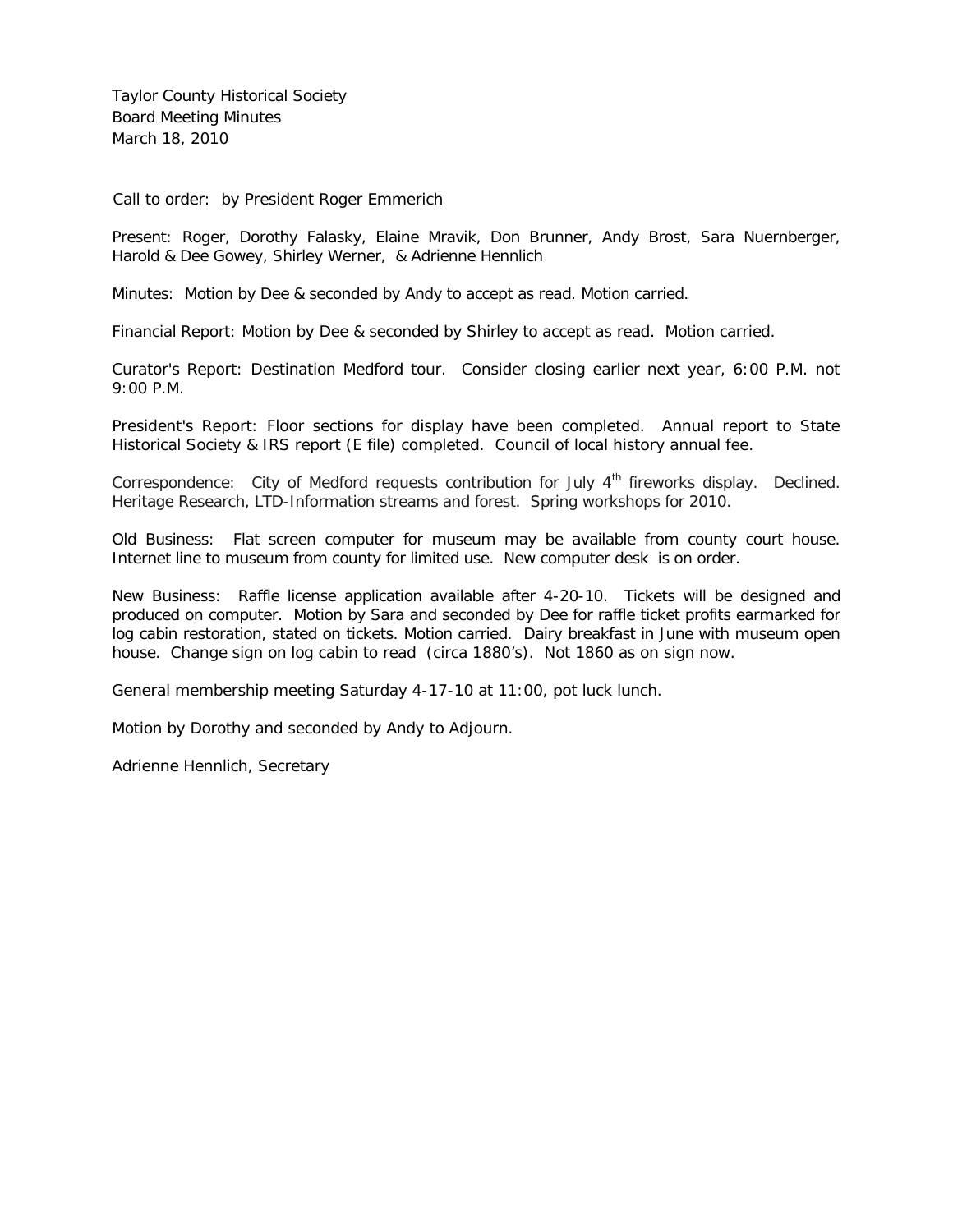Taylor County Historical Society
Board Meeting Minutes
March 18, 2010

Call to order: by President Roger Emmerich

Present: Roger, Dorothy Falasky, Elaine Mravik, Don Brunner, Andy Brost, Sara Nuernberger, Harold & Dee Gowey, Shirley Werner, & Adrienne Hennlich

Minutes: Motion by Dee & seconded by Andy to accept as read. Motion carried.

Financial Report: Motion by Dee & seconded by Shirley to accept as read. Motion carried.

Curator's Report: Destination Medford tour. Consider closing earlier next year, 6:00 P.M. not 9:00 P.M.

President's Report: Floor sections for display have been completed. Annual report to State Historical Society & IRS report (E file) completed. Council of local history annual fee.

Correspondence: City of Medford requests contribution for July 4th fireworks display. Declined. Heritage Research, LTD-Information streams and forest. Spring workshops for 2010.

Old Business: Flat screen computer for museum may be available from county court house. Internet line to museum from county for limited use. New computer desk is on order.

New Business: Raffle license application available after 4-20-10. Tickets will be designed and produced on computer. Motion by Sara and seconded by Dee for raffle ticket profits earmarked for log cabin restoration, stated on tickets. Motion carried. Dairy breakfast in June with museum open house. Change sign on log cabin to read (circa 1880's). Not 1860 as on sign now.

General membership meeting Saturday 4-17-10 at 11:00, pot luck lunch.

Motion by Dorothy and seconded by Andy to Adjourn.

Adrienne Hennlich, Secretary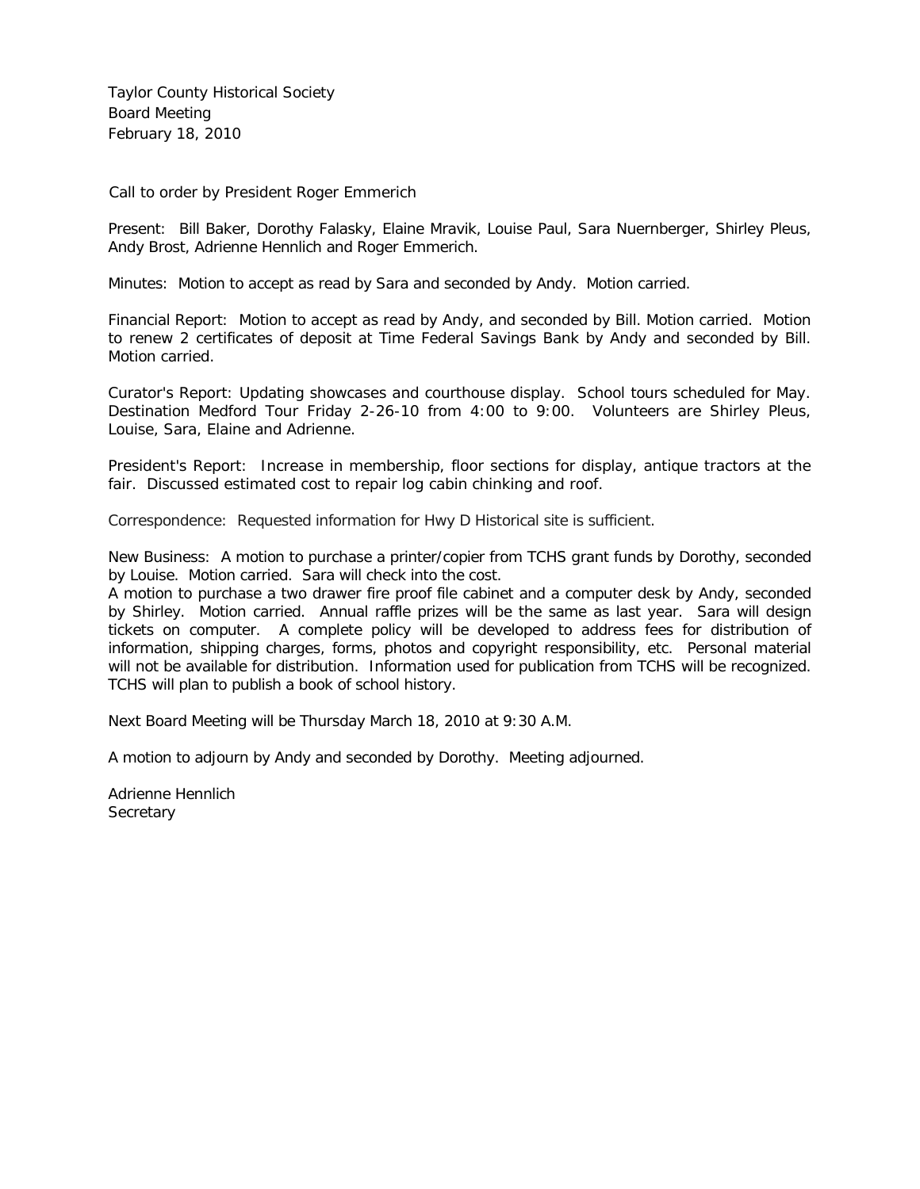Taylor County Historical Society
Board Meeting
February 18, 2010

Call to order by President Roger Emmerich

Present: Bill Baker, Dorothy Falasky, Elaine Mravik, Louise Paul, Sara Nuernberger, Shirley Pleus, Andy Brost, Adrienne Hennlich and Roger Emmerich.

Minutes: Motion to accept as read by Sara and seconded by Andy. Motion carried.

Financial Report: Motion to accept as read by Andy, and seconded by Bill. Motion carried. Motion to renew 2 certificates of deposit at Time Federal Savings Bank by Andy and seconded by Bill. Motion carried.

Curator's Report: Updating showcases and courthouse display. School tours scheduled for May. Destination Medford Tour Friday 2-26-10 from 4:00 to 9:00. Volunteers are Shirley Pleus, Louise, Sara, Elaine and Adrienne.

President's Report: Increase in membership, floor sections for display, antique tractors at the fair. Discussed estimated cost to repair log cabin chinking and roof.

Correspondence: Requested information for Hwy D Historical site is sufficient.

New Business: A motion to purchase a printer/copier from TCHS grant funds by Dorothy, seconded by Louise. Motion carried. Sara will check into the cost.
A motion to purchase a two drawer fire proof file cabinet and a computer desk by Andy, seconded by Shirley. Motion carried. Annual raffle prizes will be the same as last year. Sara will design tickets on computer. A complete policy will be developed to address fees for distribution of information, shipping charges, forms, photos and copyright responsibility, etc. Personal material will not be available for distribution. Information used for publication from TCHS will be recognized. TCHS will plan to publish a book of school history.

Next Board Meeting will be Thursday March 18, 2010 at 9:30 A.M.

A motion to adjourn by Andy and seconded by Dorothy. Meeting adjourned.

Adrienne Hennlich
Secretary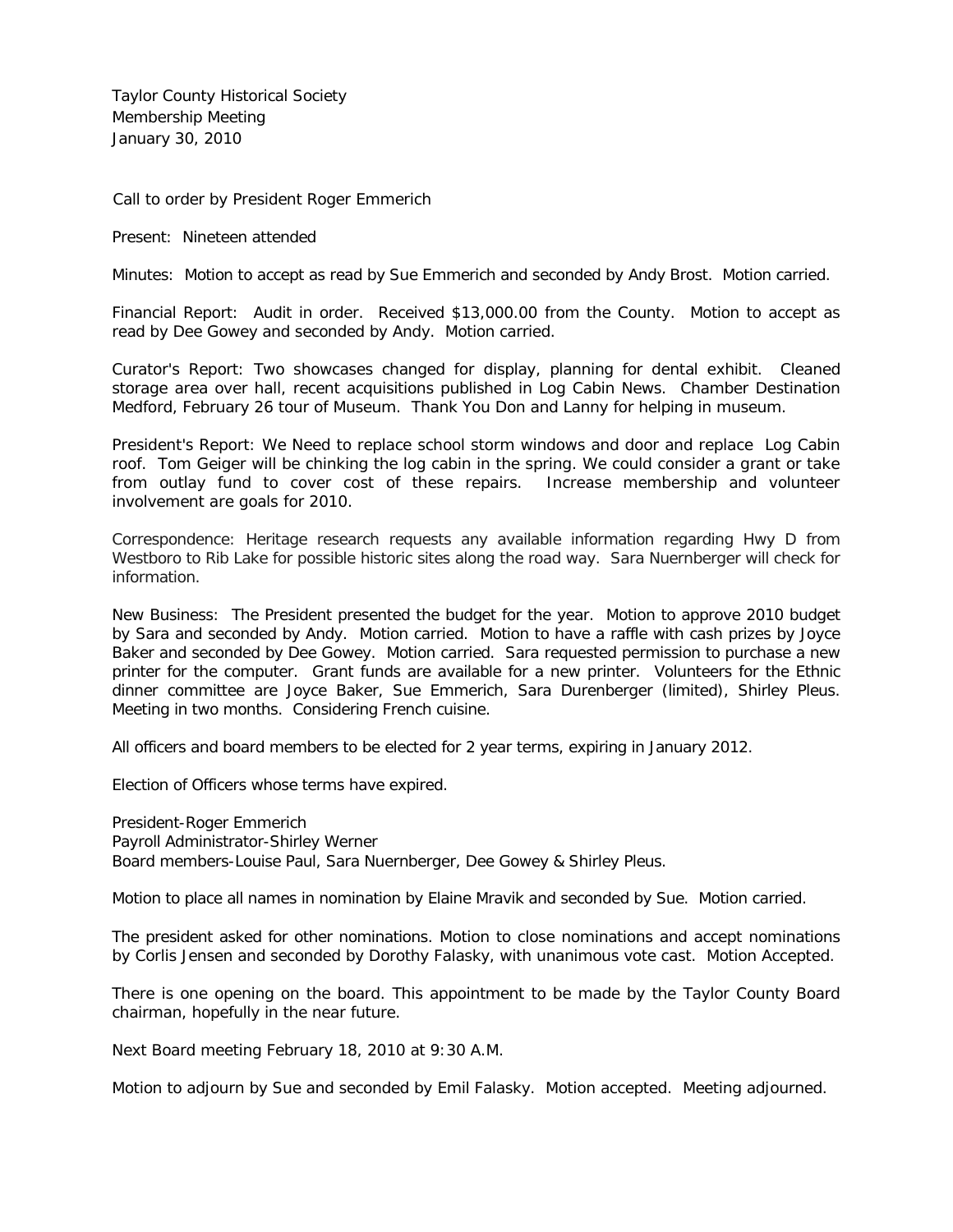Taylor County Historical Society
Membership Meeting
January 30, 2010

Call to order by President Roger Emmerich

Present: Nineteen attended

Minutes: Motion to accept as read by Sue Emmerich and seconded by Andy Brost. Motion carried.

Financial Report: Audit in order. Received $13,000.00 from the County. Motion to accept as read by Dee Gowey and seconded by Andy. Motion carried.

Curator's Report: Two showcases changed for display, planning for dental exhibit. Cleaned storage area over hall, recent acquisitions published in Log Cabin News. Chamber Destination Medford, February 26 tour of Museum. Thank You Don and Lanny for helping in museum.

President's Report: We Need to replace school storm windows and door and replace Log Cabin roof. Tom Geiger will be chinking the log cabin in the spring. We could consider a grant or take from outlay fund to cover cost of these repairs. Increase membership and volunteer involvement are goals for 2010.

Correspondence: Heritage research requests any available information regarding Hwy D from Westboro to Rib Lake for possible historic sites along the road way. Sara Nuernberger will check for information.

New Business: The President presented the budget for the year. Motion to approve 2010 budget by Sara and seconded by Andy. Motion carried. Motion to have a raffle with cash prizes by Joyce Baker and seconded by Dee Gowey. Motion carried. Sara requested permission to purchase a new printer for the computer. Grant funds are available for a new printer. Volunteers for the Ethnic dinner committee are Joyce Baker, Sue Emmerich, Sara Durenberger (limited), Shirley Pleus. Meeting in two months. Considering French cuisine.

All officers and board members to be elected for 2 year terms, expiring in January 2012.

Election of Officers whose terms have expired.

President-Roger Emmerich
Payroll Administrator-Shirley Werner
Board members-Louise Paul, Sara Nuernberger, Dee Gowey & Shirley Pleus.

Motion to place all names in nomination by Elaine Mravik and seconded by Sue. Motion carried.

The president asked for other nominations. Motion to close nominations and accept nominations by Corlis Jensen and seconded by Dorothy Falasky, with unanimous vote cast. Motion Accepted.

There is one opening on the board. This appointment to be made by the Taylor County Board chairman, hopefully in the near future.

Next Board meeting February 18, 2010 at 9:30 A.M.

Motion to adjourn by Sue and seconded by Emil Falasky. Motion accepted. Meeting adjourned.